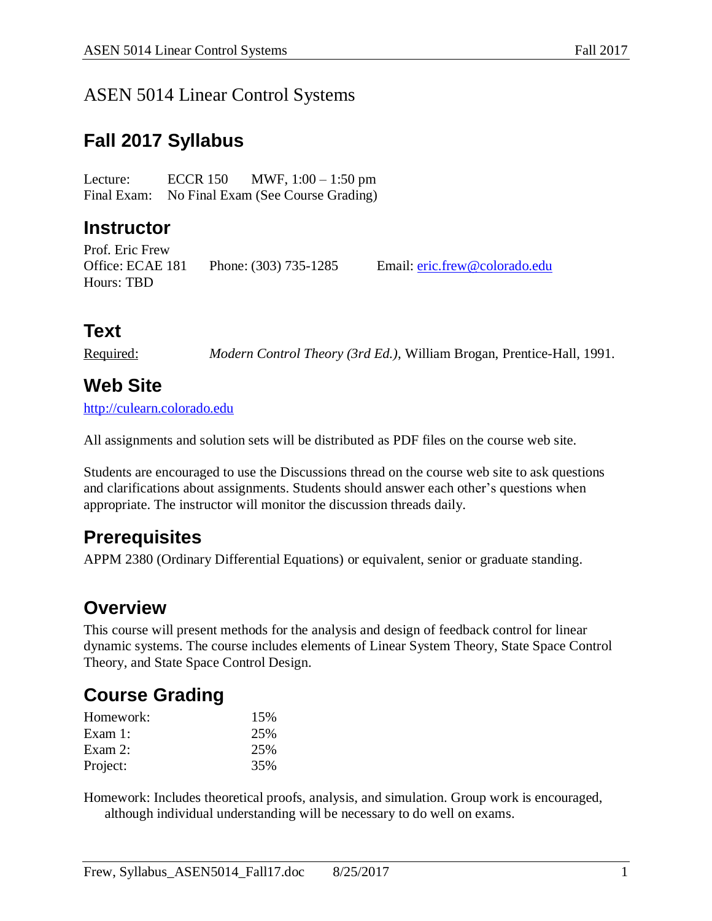# ASEN 5014 Linear Control Systems

## Fall 2017 Syllabus

Lecture: ECCR 150 MWF, 1:00 – 1:50 pm
Final Exam: No Final Exam (See Course Grading)

## Instructor

Prof. Eric Frew
Office: ECAE 181 Phone: (303) 735-1285 Email: eric.frew@colorado.edu
Hours: TBD

## Text

Required: *Modern Control Theory (3rd Ed.)*, William Brogan, Prentice-Hall, 1991.

## Web Site

http://culearn.colorado.edu

All assignments and solution sets will be distributed as PDF files on the course web site.

Students are encouraged to use the Discussions thread on the course web site to ask questions and clarifications about assignments. Students should answer each other's questions when appropriate. The instructor will monitor the discussion threads daily.

## Prerequisites

APPM 2380 (Ordinary Differential Equations) or equivalent, senior or graduate standing.

## Overview

This course will present methods for the analysis and design of feedback control for linear dynamic systems. The course includes elements of Linear System Theory, State Space Control Theory, and State Space Control Design.

## Course Grading

| | |
|---|---|
| Homework: | 15% |
| Exam 1: | 25% |
| Exam 2: | 25% |
| Project: | 35% |

Homework: Includes theoretical proofs, analysis, and simulation. Group work is encouraged, although individual understanding will be necessary to do well on exams.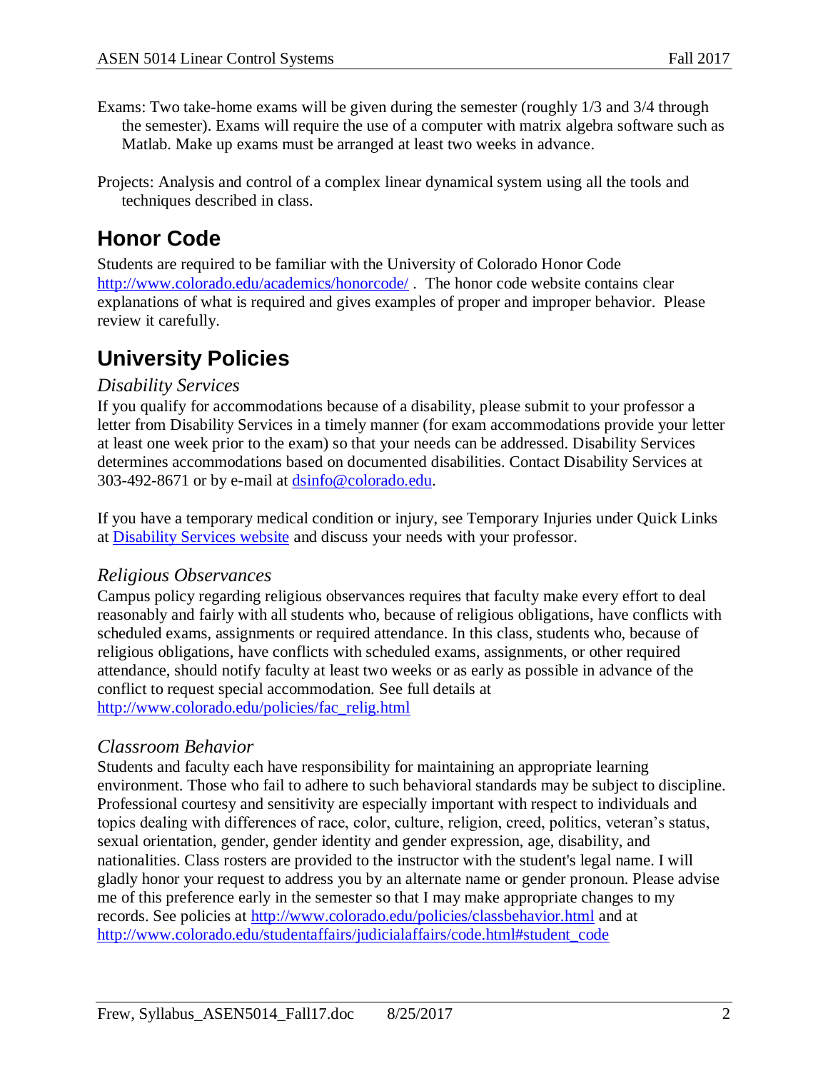Exams: Two take-home exams will be given during the semester (roughly 1/3 and 3/4 through the semester). Exams will require the use of a computer with matrix algebra software such as Matlab. Make up exams must be arranged at least two weeks in advance.

Projects: Analysis and control of a complex linear dynamical system using all the tools and techniques described in class.

# Honor Code

Students are required to be familiar with the University of Colorado Honor Code http://www.colorado.edu/academics/honorcode/ . The honor code website contains clear explanations of what is required and gives examples of proper and improper behavior. Please review it carefully.

# University Policies

### *Disability Services*

If you qualify for accommodations because of a disability, please submit to your professor a letter from Disability Services in a timely manner (for exam accommodations provide your letter at least one week prior to the exam) so that your needs can be addressed. Disability Services determines accommodations based on documented disabilities. Contact Disability Services at 303-492-8671 or by e-mail at dsinfo@colorado.edu.

If you have a temporary medical condition or injury, see Temporary Injuries under Quick Links at Disability Services website and discuss your needs with your professor.

### *Religious Observances*

Campus policy regarding religious observances requires that faculty make every effort to deal reasonably and fairly with all students who, because of religious obligations, have conflicts with scheduled exams, assignments or required attendance. In this class, students who, because of religious obligations, have conflicts with scheduled exams, assignments, or other required attendance, should notify faculty at least two weeks or as early as possible in advance of the conflict to request special accommodation. See full details at http://www.colorado.edu/policies/fac_relig.html

### *Classroom Behavior*

Students and faculty each have responsibility for maintaining an appropriate learning environment. Those who fail to adhere to such behavioral standards may be subject to discipline. Professional courtesy and sensitivity are especially important with respect to individuals and topics dealing with differences of race, color, culture, religion, creed, politics, veteran's status, sexual orientation, gender, gender identity and gender expression, age, disability, and nationalities. Class rosters are provided to the instructor with the student's legal name. I will gladly honor your request to address you by an alternate name or gender pronoun. Please advise me of this preference early in the semester so that I may make appropriate changes to my records. See policies at http://www.colorado.edu/policies/classbehavior.html and at http://www.colorado.edu/studentaffairs/judicialaffairs/code.html#student_code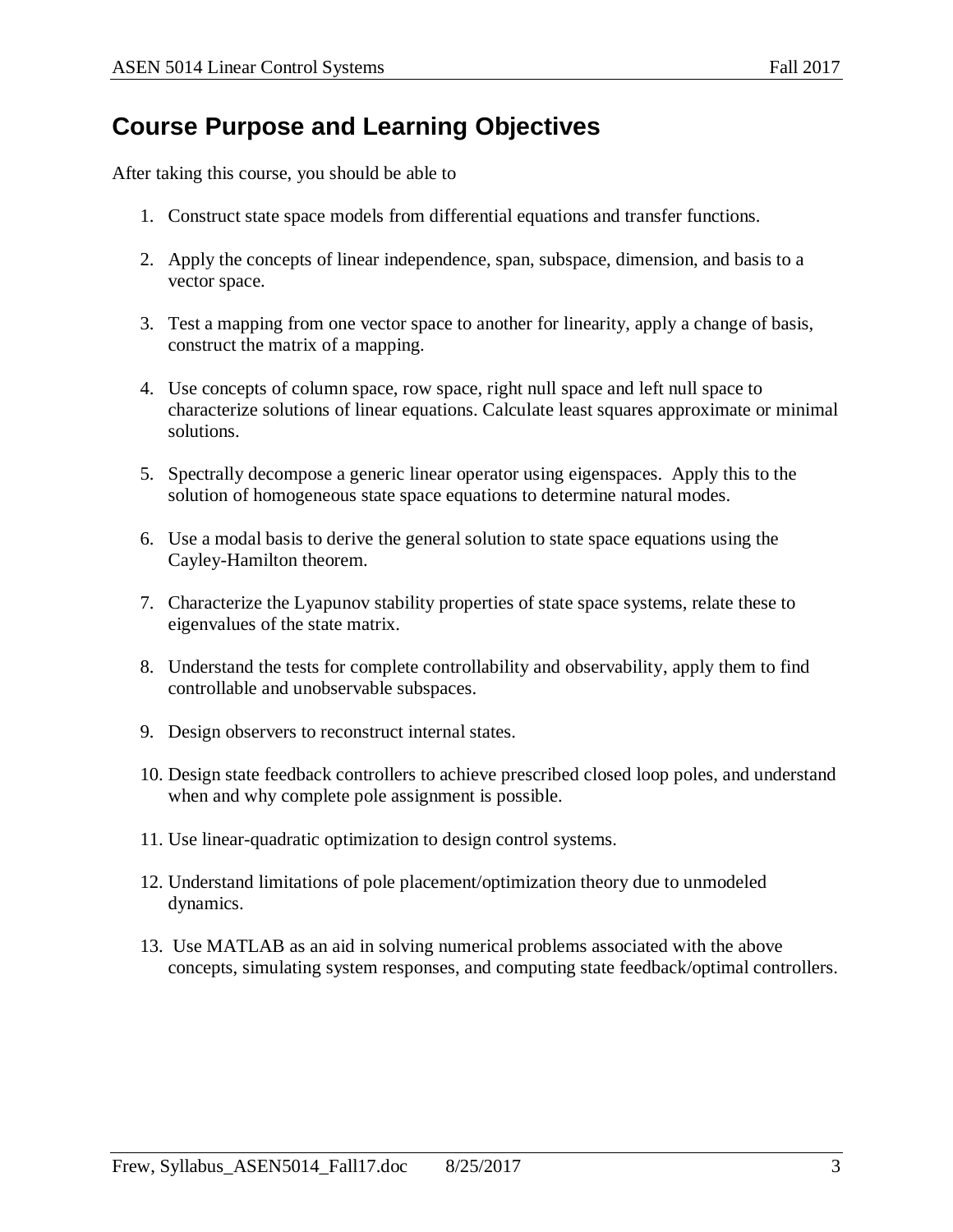## Course Purpose and Learning Objectives

After taking this course, you should be able to

1. Construct state space models from differential equations and transfer functions.

2. Apply the concepts of linear independence, span, subspace, dimension, and basis to a vector space.

3. Test a mapping from one vector space to another for linearity, apply a change of basis, construct the matrix of a mapping.

4. Use concepts of column space, row space, right null space and left null space to characterize solutions of linear equations. Calculate least squares approximate or minimal solutions.

5. Spectrally decompose a generic linear operator using eigenspaces. Apply this to the solution of homogeneous state space equations to determine natural modes.

6. Use a modal basis to derive the general solution to state space equations using the Cayley-Hamilton theorem.

7. Characterize the Lyapunov stability properties of state space systems, relate these to eigenvalues of the state matrix.

8. Understand the tests for complete controllability and observability, apply them to find controllable and unobservable subspaces.

9. Design observers to reconstruct internal states.

10. Design state feedback controllers to achieve prescribed closed loop poles, and understand when and why complete pole assignment is possible.

11. Use linear-quadratic optimization to design control systems.

12. Understand limitations of pole placement/optimization theory due to unmodeled dynamics.

13. Use MATLAB as an aid in solving numerical problems associated with the above concepts, simulating system responses, and computing state feedback/optimal controllers.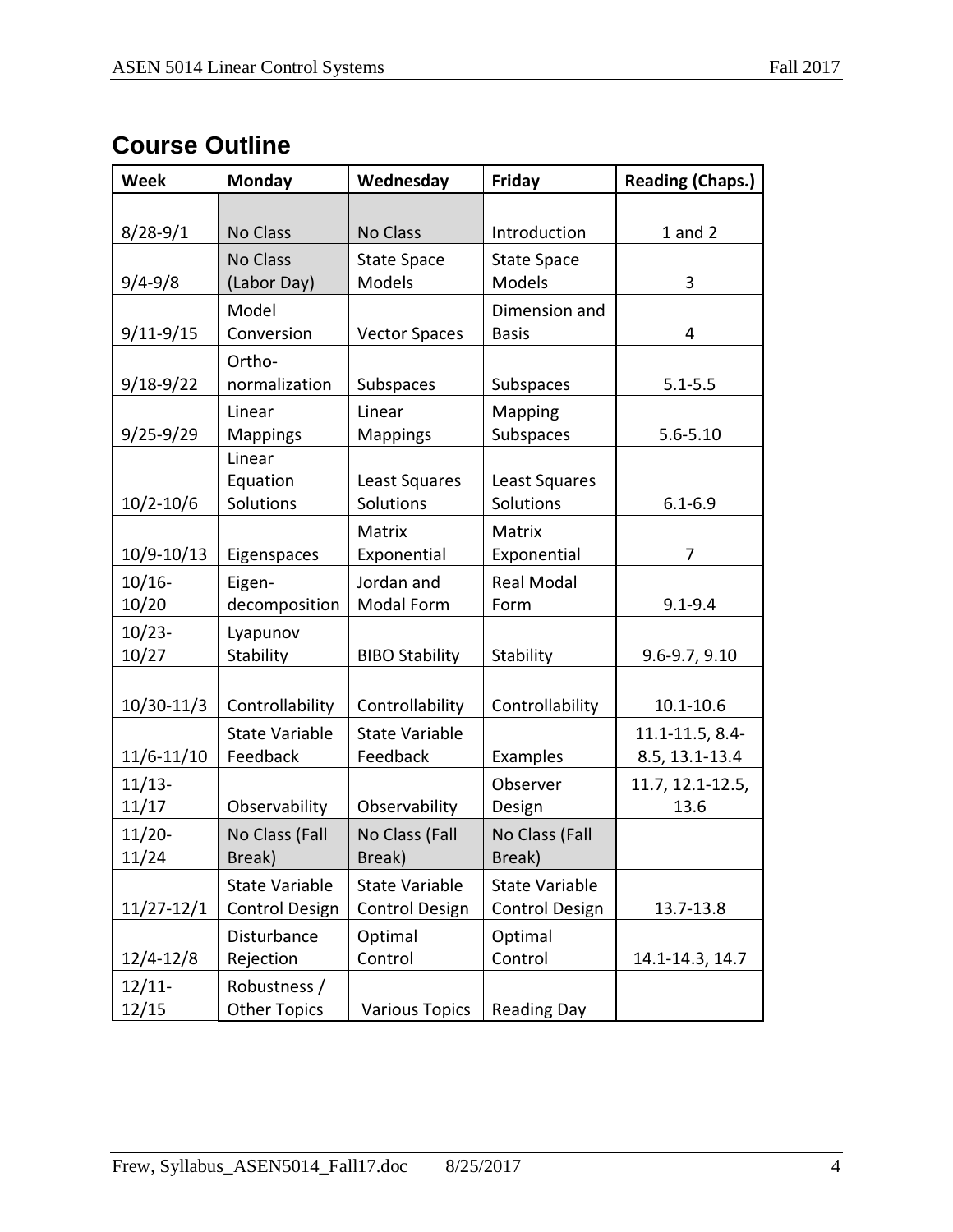## Course Outline

| Week | Monday | Wednesday | Friday | Reading (Chaps.) |
|---|---|---|---|---|
| 8/28-9/1 | No Class | No Class | Introduction | 1 and 2 |
| 9/4-9/8 | No Class (Labor Day) | State Space Models | State Space Models | 3 |
| 9/11-9/15 | Model Conversion | Vector Spaces | Dimension and Basis | 4 |
| 9/18-9/22 | Ortho-normalization | Subspaces | Subspaces | 5.1-5.5 |
| 9/25-9/29 | Linear Mappings | Linear Mappings | Mapping Subspaces | 5.6-5.10 |
| 10/2-10/6 | Linear Equation Solutions | Least Squares Solutions | Least Squares Solutions | 6.1-6.9 |
| 10/9-10/13 | Eigenspaces | Matrix Exponential | Matrix Exponential | 7 |
| 10/16-10/20 | Eigen-decomposition | Jordan and Modal Form | Real Modal Form | 9.1-9.4 |
| 10/23-10/27 | Lyapunov Stability | BIBO Stability | Stability | 9.6-9.7, 9.10 |
| 10/30-11/3 | Controllability | Controllability | Controllability | 10.1-10.6 |
| 11/6-11/10 | State Variable Feedback | State Variable Feedback | Examples | 11.1-11.5, 8.4-8.5, 13.1-13.4 |
| 11/13-11/17 | Observability | Observability | Observer Design | 11.7, 12.1-12.5, 13.6 |
| 11/20-11/24 | No Class (Fall Break) | No Class (Fall Break) | No Class (Fall Break) | |
| 11/27-12/1 | State Variable Control Design | State Variable Control Design | State Variable Control Design | 13.7-13.8 |
| 12/4-12/8 | Disturbance Rejection | Optimal Control | Optimal Control | 14.1-14.3, 14.7 |
| 12/11-12/15 | Robustness / Other Topics | Various Topics | Reading Day | |